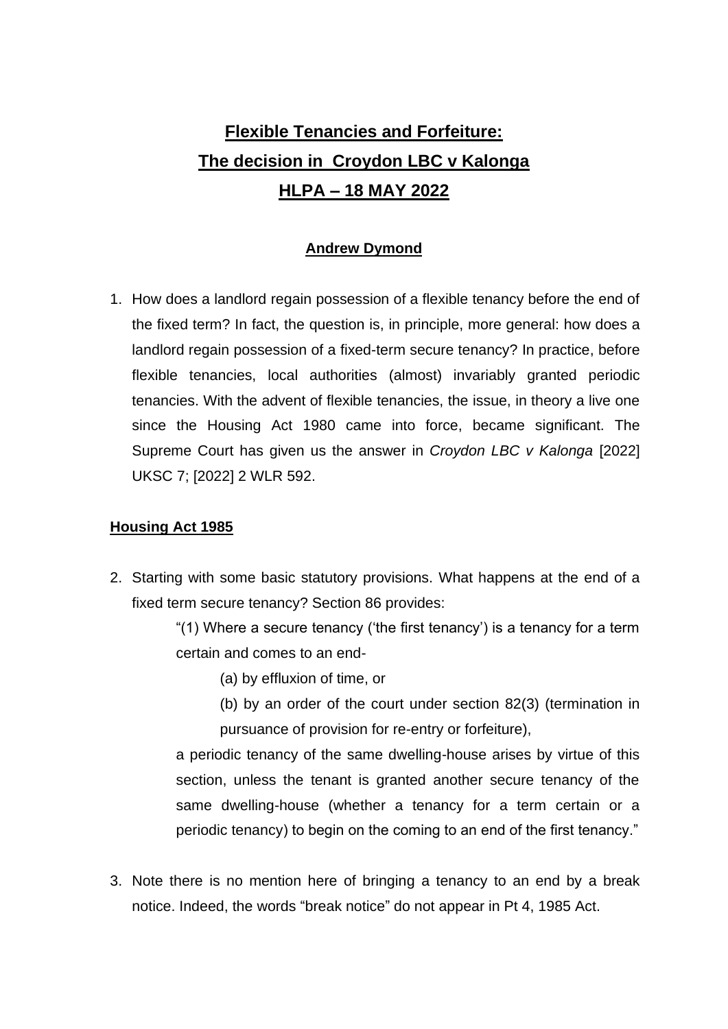# Flexible Tenancies and Forfeiture: The decision in Croydon LBC v Kalonga HLPA – 18 MAY 2022

**Andrew Dymond**

1. How does a landlord regain possession of a flexible tenancy before the end of the fixed term? In fact, the question is, in principle, more general: how does a landlord regain possession of a fixed-term secure tenancy? In practice, before flexible tenancies, local authorities (almost) invariably granted periodic tenancies. With the advent of flexible tenancies, the issue, in theory a live one since the Housing Act 1980 came into force, became significant. The Supreme Court has given us the answer in *Croydon LBC v Kalonga* [2022] UKSC 7; [2022] 2 WLR 592.

## Housing Act 1985

2. Starting with some basic statutory provisions. What happens at the end of a fixed term secure tenancy? Section 86 provides:

   > "(1) Where a secure tenancy ('the first tenancy') is a tenancy for a term certain and comes to an end-
   >
   > (a) by effluxion of time, or
   >
   > (b) by an order of the court under section 82(3) (termination in pursuance of provision for re-entry or forfeiture),
   >
   > a periodic tenancy of the same dwelling-house arises by virtue of this section, unless the tenant is granted another secure tenancy of the same dwelling-house (whether a tenancy for a term certain or a periodic tenancy) to begin on the coming to an end of the first tenancy."

3. Note there is no mention here of bringing a tenancy to an end by a break notice. Indeed, the words "break notice" do not appear in Pt 4, 1985 Act.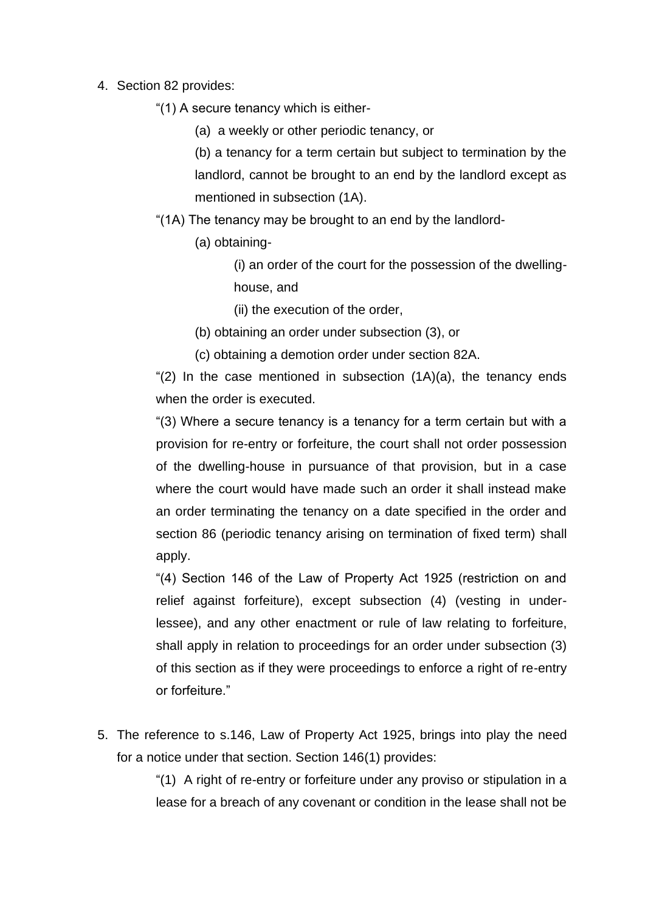4. Section 82 provides:

   "(1) A secure tenancy which is either-

   (a) a weekly or other periodic tenancy, or

   (b) a tenancy for a term certain but subject to termination by the landlord, cannot be brought to an end by the landlord except as mentioned in subsection (1A).

   "(1A) The tenancy may be brought to an end by the landlord-

   (a) obtaining-

   (i) an order of the court for the possession of the dwelling-house, and

   (ii) the execution of the order,

   (b) obtaining an order under subsection (3), or

   (c) obtaining a demotion order under section 82A.

   "(2) In the case mentioned in subsection (1A)(a), the tenancy ends when the order is executed.

   "(3) Where a secure tenancy is a tenancy for a term certain but with a provision for re-entry or forfeiture, the court shall not order possession of the dwelling-house in pursuance of that provision, but in a case where the court would have made such an order it shall instead make an order terminating the tenancy on a date specified in the order and section 86 (periodic tenancy arising on termination of fixed term) shall apply.

   "(4) Section 146 of the Law of Property Act 1925 (restriction on and relief against forfeiture), except subsection (4) (vesting in under-lessee), and any other enactment or rule of law relating to forfeiture, shall apply in relation to proceedings for an order under subsection (3) of this section as if they were proceedings to enforce a right of re-entry or forfeiture."

5. The reference to s.146, Law of Property Act 1925, brings into play the need for a notice under that section. Section 146(1) provides:

   "(1) A right of re-entry or forfeiture under any proviso or stipulation in a lease for a breach of any covenant or condition in the lease shall not be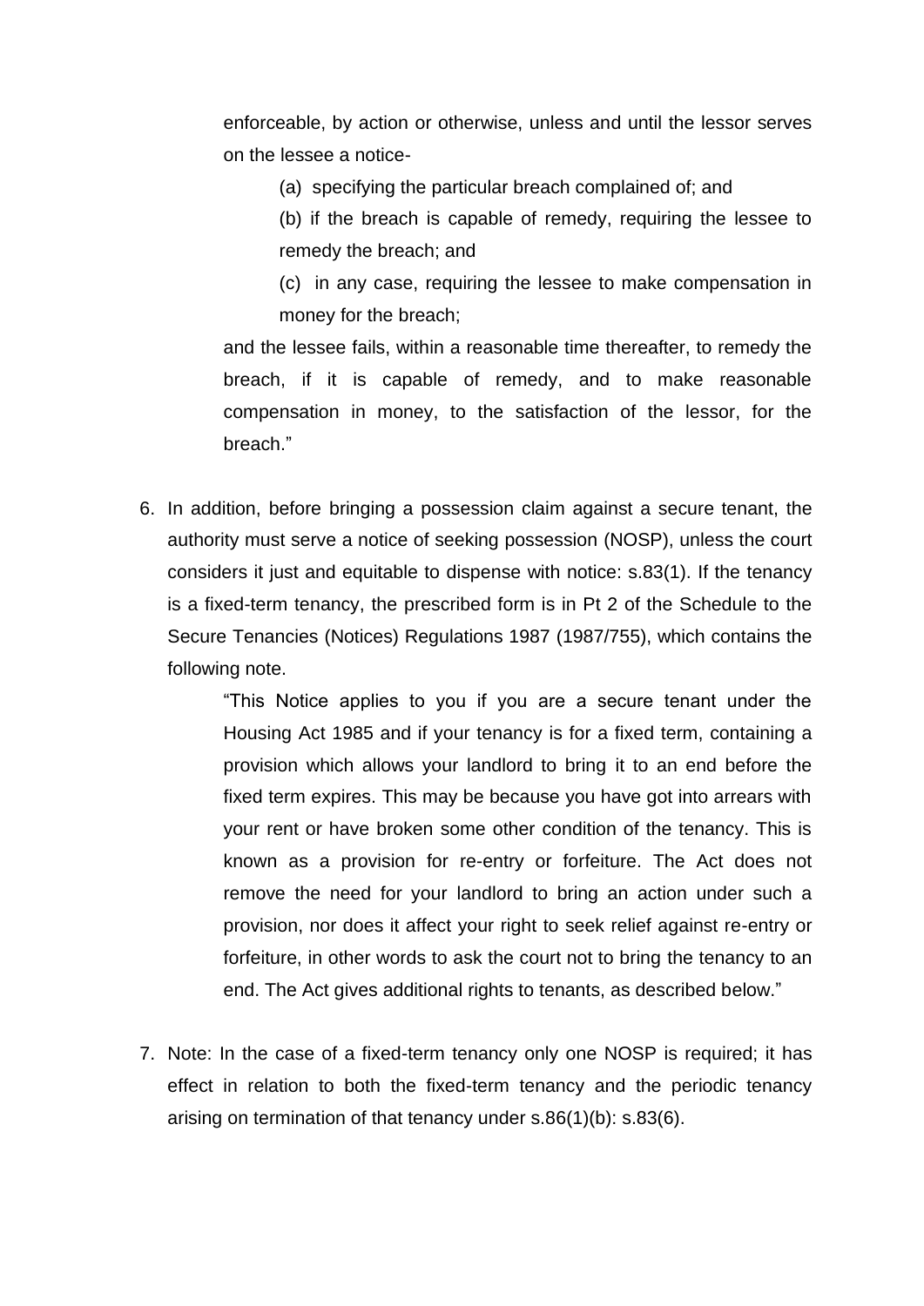enforceable, by action or otherwise, unless and until the lessor serves on the lessee a notice-

> (a) specifying the particular breach complained of; and
>
> (b) if the breach is capable of remedy, requiring the lessee to remedy the breach; and
>
> (c) in any case, requiring the lessee to make compensation in money for the breach;

and the lessee fails, within a reasonable time thereafter, to remedy the breach, if it is capable of remedy, and to make reasonable compensation in money, to the satisfaction of the lessor, for the breach."

6. In addition, before bringing a possession claim against a secure tenant, the authority must serve a notice of seeking possession (NOSP), unless the court considers it just and equitable to dispense with notice: s.83(1). If the tenancy is a fixed-term tenancy, the prescribed form is in Pt 2 of the Schedule to the Secure Tenancies (Notices) Regulations 1987 (1987/755), which contains the following note.

   > "This Notice applies to you if you are a secure tenant under the Housing Act 1985 and if your tenancy is for a fixed term, containing a provision which allows your landlord to bring it to an end before the fixed term expires. This may be because you have got into arrears with your rent or have broken some other condition of the tenancy. This is known as a provision for re-entry or forfeiture. The Act does not remove the need for your landlord to bring an action under such a provision, nor does it affect your right to seek relief against re-entry or forfeiture, in other words to ask the court not to bring the tenancy to an end. The Act gives additional rights to tenants, as described below."

7. Note: In the case of a fixed-term tenancy only one NOSP is required; it has effect in relation to both the fixed-term tenancy and the periodic tenancy arising on termination of that tenancy under s.86(1)(b): s.83(6).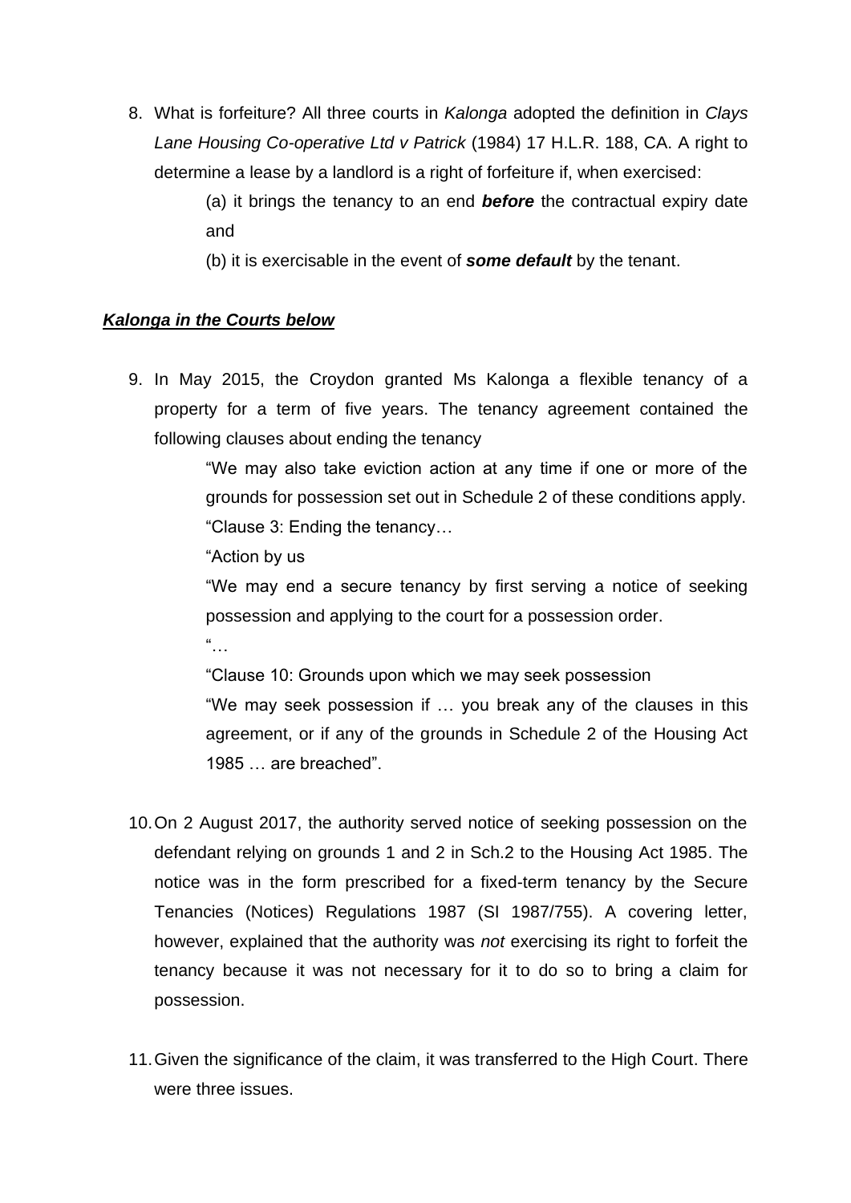8. What is forfeiture? All three courts in *Kalonga* adopted the definition in *Clays Lane Housing Co-operative Ltd v Patrick* (1984) 17 H.L.R. 188, CA. A right to determine a lease by a landlord is a right of forfeiture if, when exercised:

   (a) it brings the tenancy to an end ***before*** the contractual expiry date and

   (b) it is exercisable in the event of ***some default*** by the tenant.

***Kalonga in the Courts below***

9. In May 2015, the Croydon granted Ms Kalonga a flexible tenancy of a property for a term of five years. The tenancy agreement contained the following clauses about ending the tenancy

   "We may also take eviction action at any time if one or more of the grounds for possession set out in Schedule 2 of these conditions apply.

   "Clause 3: Ending the tenancy…

   "Action by us

   "We may end a secure tenancy by first serving a notice of seeking possession and applying to the court for a possession order.

   "…

   "Clause 10: Grounds upon which we may seek possession

   "We may seek possession if … you break any of the clauses in this agreement, or if any of the grounds in Schedule 2 of the Housing Act 1985 … are breached".

10. On 2 August 2017, the authority served notice of seeking possession on the defendant relying on grounds 1 and 2 in Sch.2 to the Housing Act 1985. The notice was in the form prescribed for a fixed-term tenancy by the Secure Tenancies (Notices) Regulations 1987 (SI 1987/755). A covering letter, however, explained that the authority was *not* exercising its right to forfeit the tenancy because it was not necessary for it to do so to bring a claim for possession.

11. Given the significance of the claim, it was transferred to the High Court. There were three issues.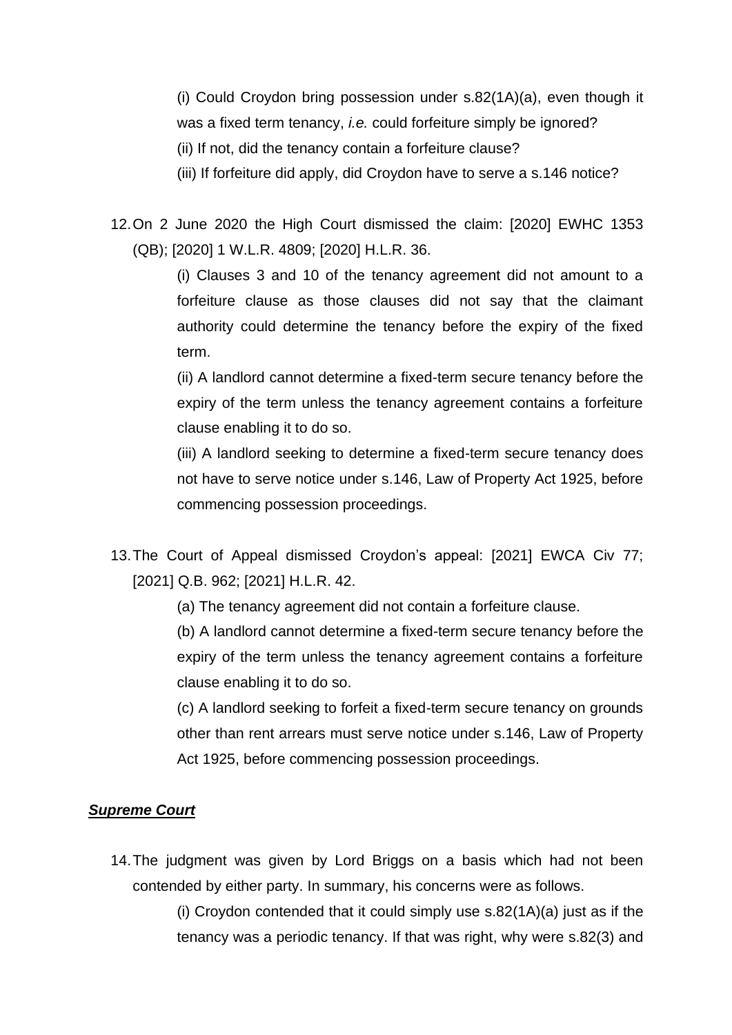(i) Could Croydon bring possession under s.82(1A)(a), even though it was a fixed term tenancy, *i.e.* could forfeiture simply be ignored?

(ii) If not, did the tenancy contain a forfeiture clause?

(iii) If forfeiture did apply, did Croydon have to serve a s.146 notice?

12. On 2 June 2020 the High Court dismissed the claim: [2020] EWHC 1353 (QB); [2020] 1 W.L.R. 4809; [2020] H.L.R. 36.

    (i) Clauses 3 and 10 of the tenancy agreement did not amount to a forfeiture clause as those clauses did not say that the claimant authority could determine the tenancy before the expiry of the fixed term.

    (ii) A landlord cannot determine a fixed-term secure tenancy before the expiry of the term unless the tenancy agreement contains a forfeiture clause enabling it to do so.

    (iii) A landlord seeking to determine a fixed-term secure tenancy does not have to serve notice under s.146, Law of Property Act 1925, before commencing possession proceedings.

13. The Court of Appeal dismissed Croydon's appeal: [2021] EWCA Civ 77; [2021] Q.B. 962; [2021] H.L.R. 42.

    (a) The tenancy agreement did not contain a forfeiture clause.

    (b) A landlord cannot determine a fixed-term secure tenancy before the expiry of the term unless the tenancy agreement contains a forfeiture clause enabling it to do so.

    (c) A landlord seeking to forfeit a fixed-term secure tenancy on grounds other than rent arrears must serve notice under s.146, Law of Property Act 1925, before commencing possession proceedings.

***Supreme Court***

14. The judgment was given by Lord Briggs on a basis which had not been contended by either party. In summary, his concerns were as follows.

    (i) Croydon contended that it could simply use s.82(1A)(a) just as if the tenancy was a periodic tenancy. If that was right, why were s.82(3) and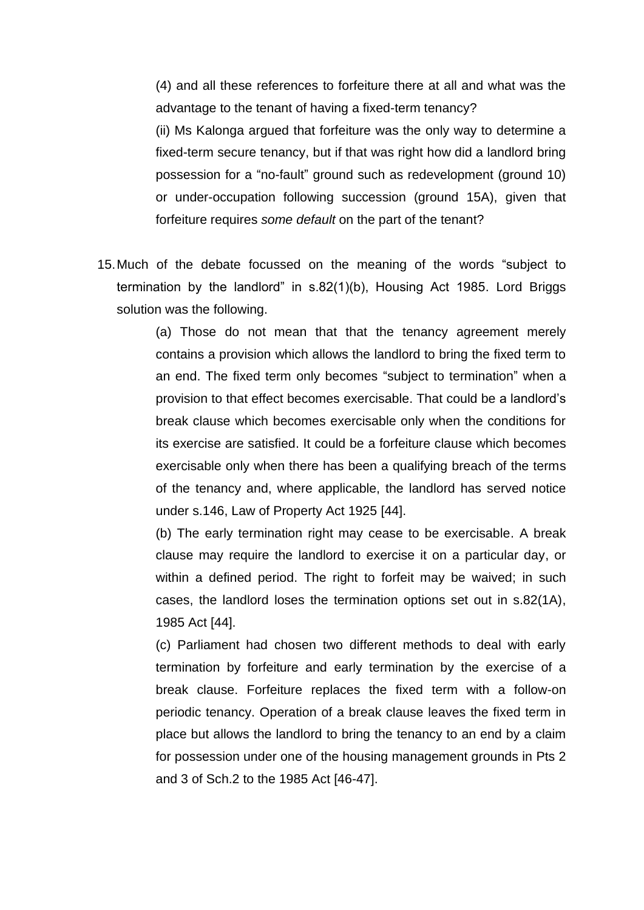(4) and all these references to forfeiture there at all and what was the advantage to the tenant of having a fixed-term tenancy?

(ii) Ms Kalonga argued that forfeiture was the only way to determine a fixed-term secure tenancy, but if that was right how did a landlord bring possession for a "no-fault" ground such as redevelopment (ground 10) or under-occupation following succession (ground 15A), given that forfeiture requires *some default* on the part of the tenant?

15. Much of the debate focussed on the meaning of the words "subject to termination by the landlord" in s.82(1)(b), Housing Act 1985. Lord Briggs solution was the following.

    (a) Those do not mean that that the tenancy agreement merely contains a provision which allows the landlord to bring the fixed term to an end. The fixed term only becomes "subject to termination" when a provision to that effect becomes exercisable. That could be a landlord's break clause which becomes exercisable only when the conditions for its exercise are satisfied. It could be a forfeiture clause which becomes exercisable only when there has been a qualifying breach of the terms of the tenancy and, where applicable, the landlord has served notice under s.146, Law of Property Act 1925 [44].

    (b) The early termination right may cease to be exercisable. A break clause may require the landlord to exercise it on a particular day, or within a defined period. The right to forfeit may be waived; in such cases, the landlord loses the termination options set out in s.82(1A), 1985 Act [44].

    (c) Parliament had chosen two different methods to deal with early termination by forfeiture and early termination by the exercise of a break clause. Forfeiture replaces the fixed term with a follow-on periodic tenancy. Operation of a break clause leaves the fixed term in place but allows the landlord to bring the tenancy to an end by a claim for possession under one of the housing management grounds in Pts 2 and 3 of Sch.2 to the 1985 Act [46-47].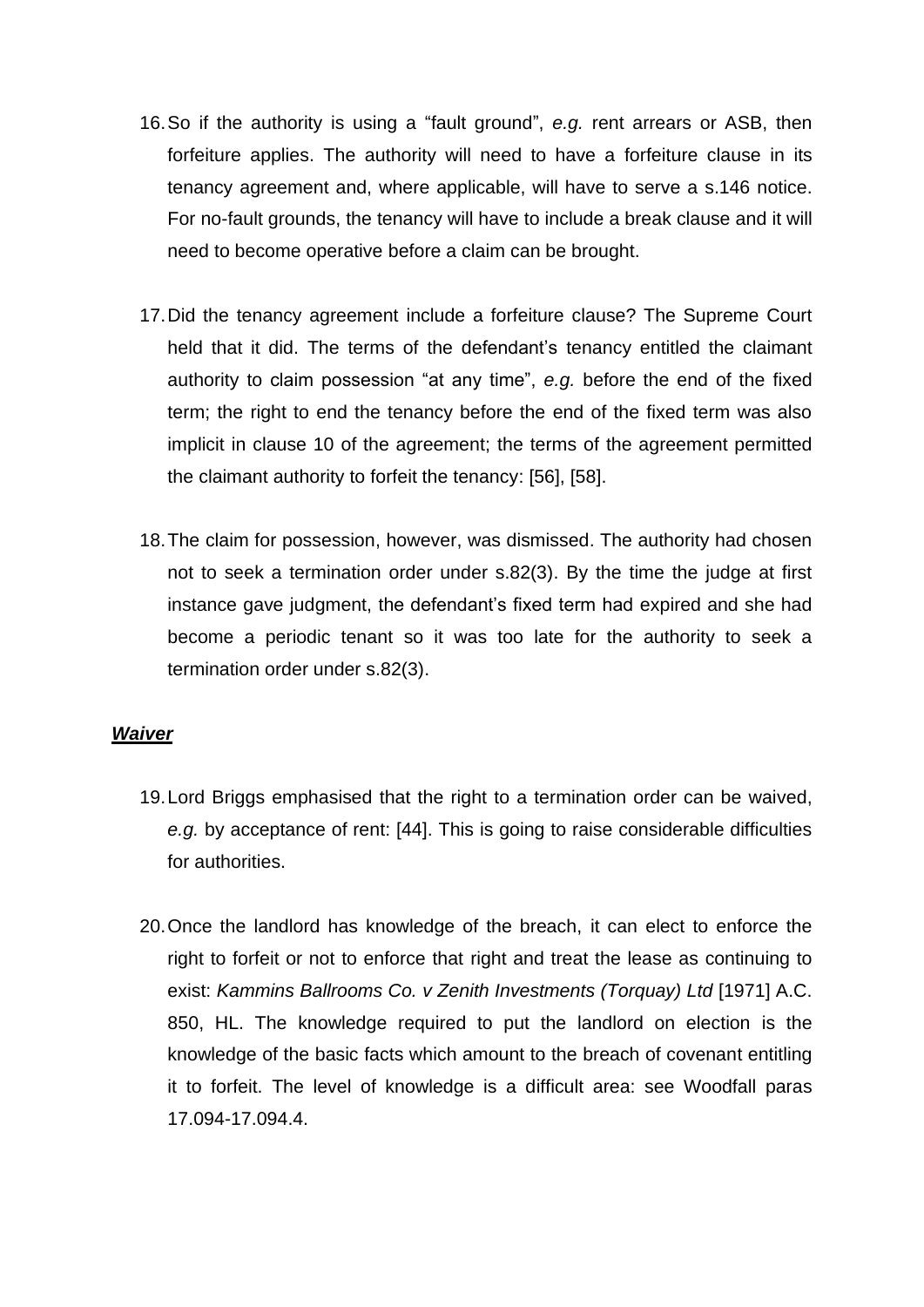16. So if the authority is using a "fault ground", *e.g.* rent arrears or ASB, then forfeiture applies. The authority will need to have a forfeiture clause in its tenancy agreement and, where applicable, will have to serve a s.146 notice. For no-fault grounds, the tenancy will have to include a break clause and it will need to become operative before a claim can be brought.

17. Did the tenancy agreement include a forfeiture clause? The Supreme Court held that it did. The terms of the defendant's tenancy entitled the claimant authority to claim possession "at any time", *e.g.* before the end of the fixed term; the right to end the tenancy before the end of the fixed term was also implicit in clause 10 of the agreement; the terms of the agreement permitted the claimant authority to forfeit the tenancy: [56], [58].

18. The claim for possession, however, was dismissed. The authority had chosen not to seek a termination order under s.82(3). By the time the judge at first instance gave judgment, the defendant's fixed term had expired and she had become a periodic tenant so it was too late for the authority to seek a termination order under s.82(3).

***Waiver***

19. Lord Briggs emphasised that the right to a termination order can be waived, *e.g.* by acceptance of rent: [44]. This is going to raise considerable difficulties for authorities.

20. Once the landlord has knowledge of the breach, it can elect to enforce the right to forfeit or not to enforce that right and treat the lease as continuing to exist: *Kammins Ballrooms Co. v Zenith Investments (Torquay) Ltd* [1971] A.C. 850, HL. The knowledge required to put the landlord on election is the knowledge of the basic facts which amount to the breach of covenant entitling it to forfeit. The level of knowledge is a difficult area: see Woodfall paras 17.094-17.094.4.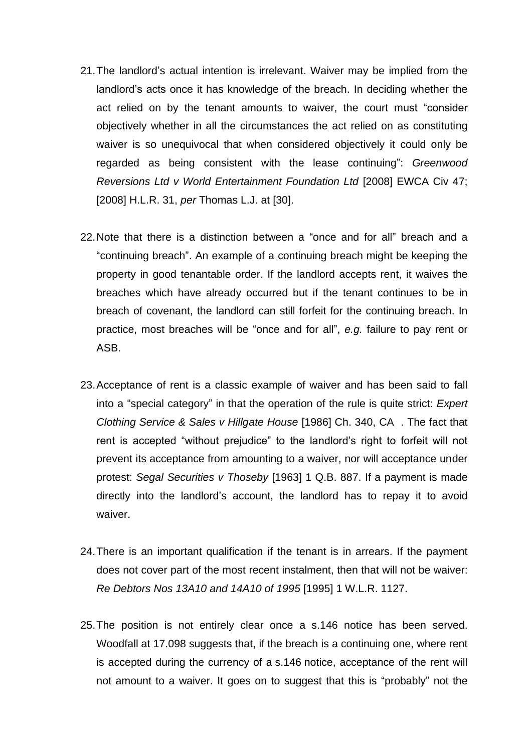21. The landlord's actual intention is irrelevant. Waiver may be implied from the landlord's acts once it has knowledge of the breach. In deciding whether the act relied on by the tenant amounts to waiver, the court must "consider objectively whether in all the circumstances the act relied on as constituting waiver is so unequivocal that when considered objectively it could only be regarded as being consistent with the lease continuing": *Greenwood Reversions Ltd v World Entertainment Foundation Ltd* [2008] EWCA Civ 47; [2008] H.L.R. 31, *per* Thomas L.J. at [30].

22. Note that there is a distinction between a "once and for all" breach and a "continuing breach". An example of a continuing breach might be keeping the property in good tenantable order. If the landlord accepts rent, it waives the breaches which have already occurred but if the tenant continues to be in breach of covenant, the landlord can still forfeit for the continuing breach. In practice, most breaches will be "once and for all", *e.g.* failure to pay rent or ASB.

23. Acceptance of rent is a classic example of waiver and has been said to fall into a "special category" in that the operation of the rule is quite strict: *Expert Clothing Service & Sales v Hillgate House* [1986] Ch. 340, CA . The fact that rent is accepted "without prejudice" to the landlord's right to forfeit will not prevent its acceptance from amounting to a waiver, nor will acceptance under protest: *Segal Securities v Thoseby* [1963] 1 Q.B. 887. If a payment is made directly into the landlord's account, the landlord has to repay it to avoid waiver.

24. There is an important qualification if the tenant is in arrears. If the payment does not cover part of the most recent instalment, then that will not be waiver: *Re Debtors Nos 13A10 and 14A10 of 1995* [1995] 1 W.L.R. 1127.

25. The position is not entirely clear once a s.146 notice has been served. Woodfall at 17.098 suggests that, if the breach is a continuing one, where rent is accepted during the currency of a s.146 notice, acceptance of the rent will not amount to a waiver. It goes on to suggest that this is "probably" not the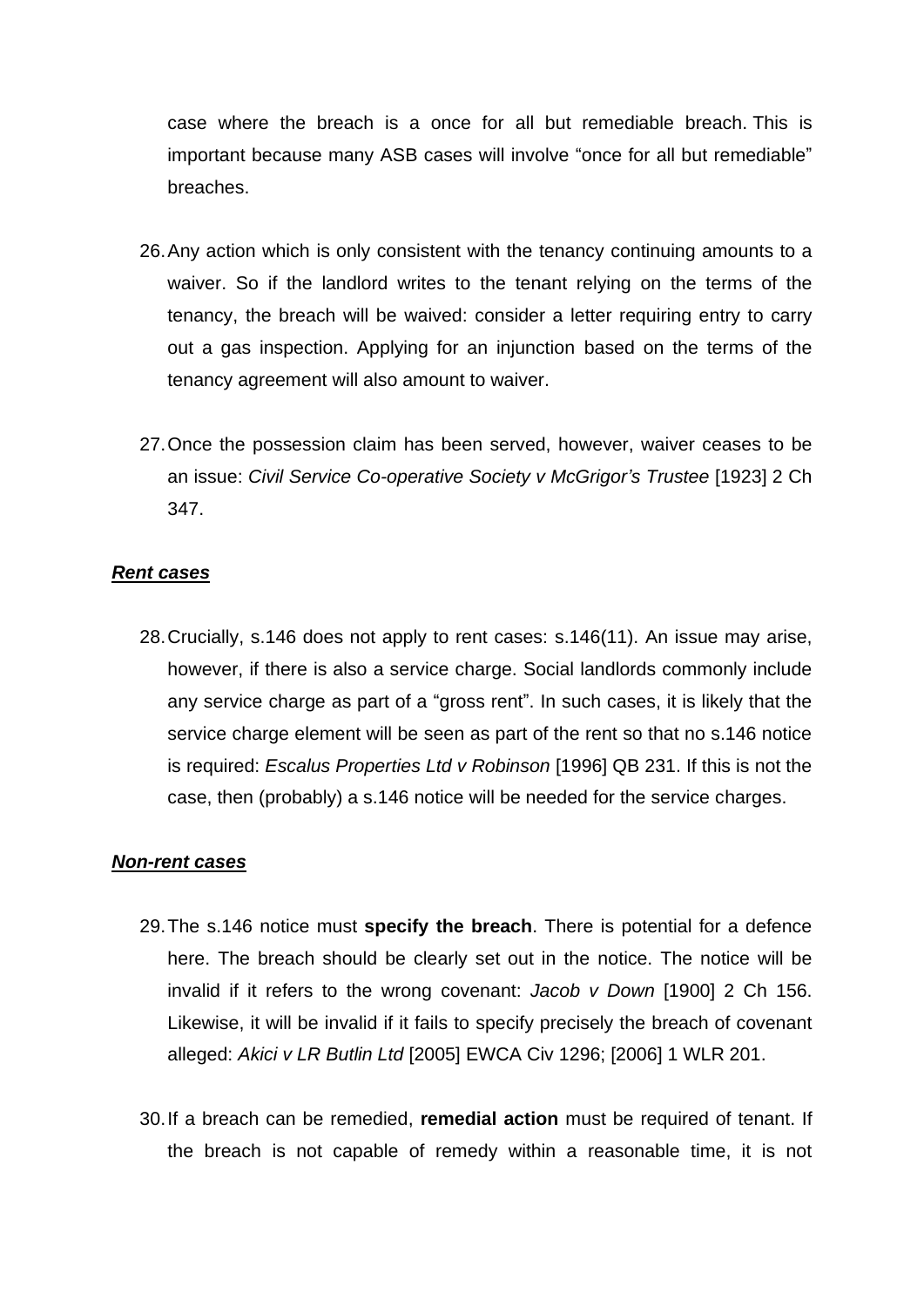case where the breach is a once for all but remediable breach. This is important because many ASB cases will involve "once for all but remediable" breaches.

26. Any action which is only consistent with the tenancy continuing amounts to a waiver. So if the landlord writes to the tenant relying on the terms of the tenancy, the breach will be waived: consider a letter requiring entry to carry out a gas inspection. Applying for an injunction based on the terms of the tenancy agreement will also amount to waiver.

27. Once the possession claim has been served, however, waiver ceases to be an issue: *Civil Service Co-operative Society v McGrigor's Trustee* [1923] 2 Ch 347.

***Rent cases***

28. Crucially, s.146 does not apply to rent cases: s.146(11). An issue may arise, however, if there is also a service charge. Social landlords commonly include any service charge as part of a "gross rent". In such cases, it is likely that the service charge element will be seen as part of the rent so that no s.146 notice is required: *Escalus Properties Ltd v Robinson* [1996] QB 231. If this is not the case, then (probably) a s.146 notice will be needed for the service charges.

***Non-rent cases***

29. The s.146 notice must **specify the breach**. There is potential for a defence here. The breach should be clearly set out in the notice. The notice will be invalid if it refers to the wrong covenant: *Jacob v Down* [1900] 2 Ch 156. Likewise, it will be invalid if it fails to specify precisely the breach of covenant alleged: *Akici v LR Butlin Ltd* [2005] EWCA Civ 1296; [2006] 1 WLR 201.

30. If a breach can be remedied, **remedial action** must be required of tenant. If the breach is not capable of remedy within a reasonable time, it is not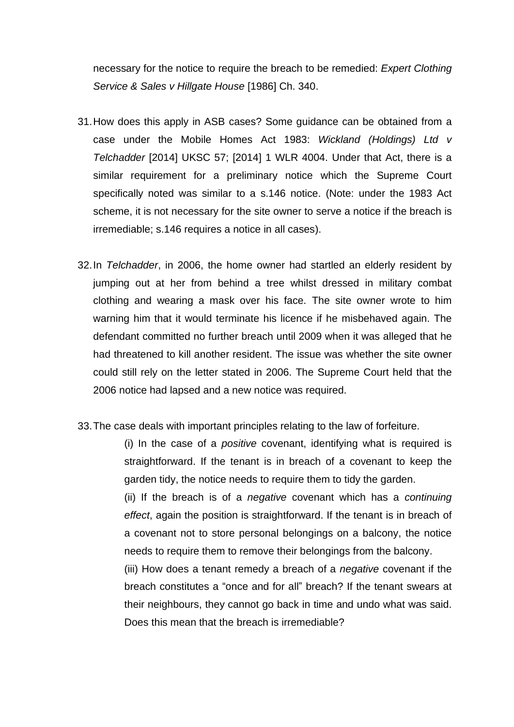necessary for the notice to require the breach to be remedied: *Expert Clothing Service & Sales v Hillgate House* [1986] Ch. 340.

31. How does this apply in ASB cases? Some guidance can be obtained from a case under the Mobile Homes Act 1983: *Wickland (Holdings) Ltd v Telchadder* [2014] UKSC 57; [2014] 1 WLR 4004. Under that Act, there is a similar requirement for a preliminary notice which the Supreme Court specifically noted was similar to a s.146 notice. (Note: under the 1983 Act scheme, it is not necessary for the site owner to serve a notice if the breach is irremediable; s.146 requires a notice in all cases).

32. In *Telchadder*, in 2006, the home owner had startled an elderly resident by jumping out at her from behind a tree whilst dressed in military combat clothing and wearing a mask over his face. The site owner wrote to him warning him that it would terminate his licence if he misbehaved again. The defendant committed no further breach until 2009 when it was alleged that he had threatened to kill another resident. The issue was whether the site owner could still rely on the letter stated in 2006. The Supreme Court held that the 2006 notice had lapsed and a new notice was required.

33. The case deals with important principles relating to the law of forfeiture.

    (i) In the case of a *positive* covenant, identifying what is required is straightforward. If the tenant is in breach of a covenant to keep the garden tidy, the notice needs to require them to tidy the garden.

    (ii) If the breach is of a *negative* covenant which has a *continuing effect*, again the position is straightforward. If the tenant is in breach of a covenant not to store personal belongings on a balcony, the notice needs to require them to remove their belongings from the balcony.

    (iii) How does a tenant remedy a breach of a *negative* covenant if the breach constitutes a "once and for all" breach? If the tenant swears at their neighbours, they cannot go back in time and undo what was said. Does this mean that the breach is irremediable?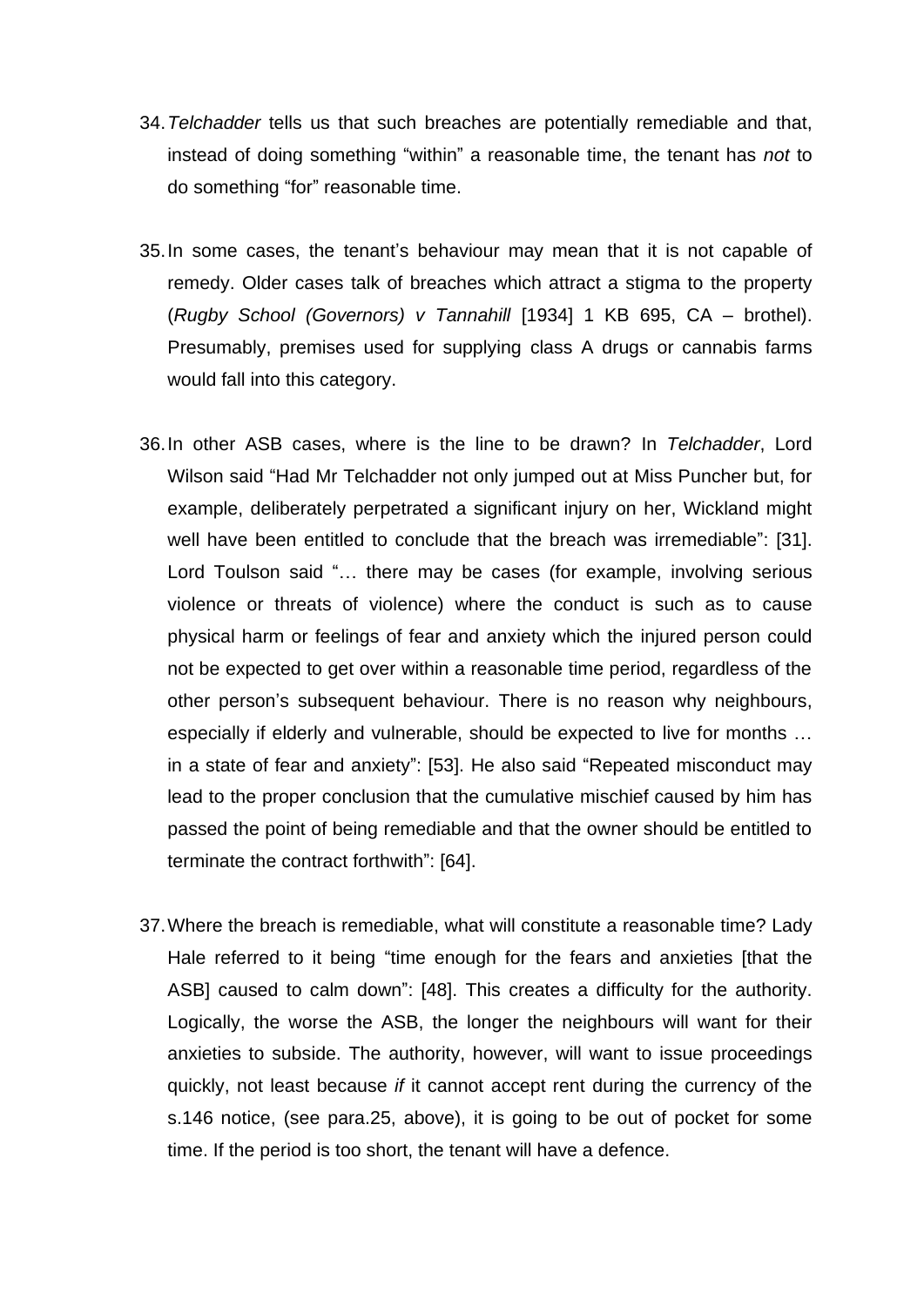34. *Telchadder* tells us that such breaches are potentially remediable and that, instead of doing something "within" a reasonable time, the tenant has *not* to do something "for" reasonable time.

35. In some cases, the tenant's behaviour may mean that it is not capable of remedy. Older cases talk of breaches which attract a stigma to the property (*Rugby School (Governors) v Tannahill* [1934] 1 KB 695, CA – brothel). Presumably, premises used for supplying class A drugs or cannabis farms would fall into this category.

36. In other ASB cases, where is the line to be drawn? In *Telchadder*, Lord Wilson said "Had Mr Telchadder not only jumped out at Miss Puncher but, for example, deliberately perpetrated a significant injury on her, Wickland might well have been entitled to conclude that the breach was irremediable": [31]. Lord Toulson said "… there may be cases (for example, involving serious violence or threats of violence) where the conduct is such as to cause physical harm or feelings of fear and anxiety which the injured person could not be expected to get over within a reasonable time period, regardless of the other person's subsequent behaviour. There is no reason why neighbours, especially if elderly and vulnerable, should be expected to live for months … in a state of fear and anxiety": [53]. He also said "Repeated misconduct may lead to the proper conclusion that the cumulative mischief caused by him has passed the point of being remediable and that the owner should be entitled to terminate the contract forthwith": [64].

37. Where the breach is remediable, what will constitute a reasonable time? Lady Hale referred to it being "time enough for the fears and anxieties [that the ASB] caused to calm down": [48]. This creates a difficulty for the authority. Logically, the worse the ASB, the longer the neighbours will want for their anxieties to subside. The authority, however, will want to issue proceedings quickly, not least because *if* it cannot accept rent during the currency of the s.146 notice, (see para.25, above), it is going to be out of pocket for some time. If the period is too short, the tenant will have a defence.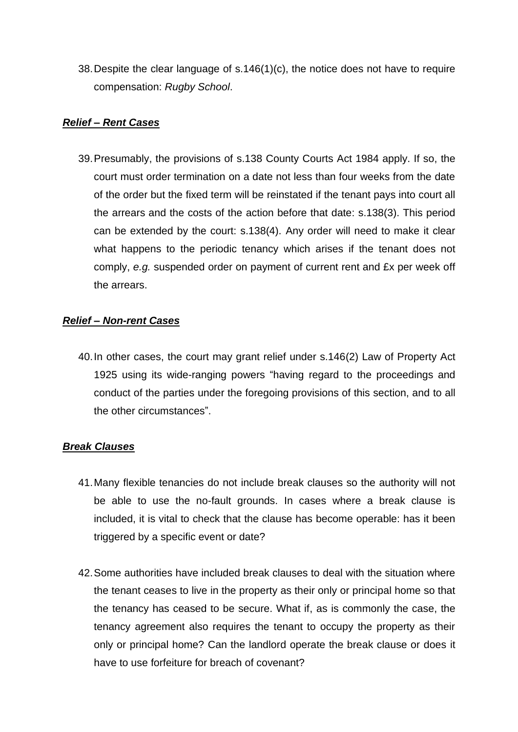38. Despite the clear language of s.146(1)(c), the notice does not have to require compensation: *Rugby School*.

***<u>Relief – Rent Cases</u>***

39. Presumably, the provisions of s.138 County Courts Act 1984 apply. If so, the court must order termination on a date not less than four weeks from the date of the order but the fixed term will be reinstated if the tenant pays into court all the arrears and the costs of the action before that date: s.138(3). This period can be extended by the court: s.138(4). Any order will need to make it clear what happens to the periodic tenancy which arises if the tenant does not comply, *e.g.* suspended order on payment of current rent and £x per week off the arrears.

***<u>Relief – Non-rent Cases</u>***

40. In other cases, the court may grant relief under s.146(2) Law of Property Act 1925 using its wide-ranging powers "having regard to the proceedings and conduct of the parties under the foregoing provisions of this section, and to all the other circumstances".

***<u>Break Clauses</u>***

41. Many flexible tenancies do not include break clauses so the authority will not be able to use the no-fault grounds. In cases where a break clause is included, it is vital to check that the clause has become operable: has it been triggered by a specific event or date?

42. Some authorities have included break clauses to deal with the situation where the tenant ceases to live in the property as their only or principal home so that the tenancy has ceased to be secure. What if, as is commonly the case, the tenancy agreement also requires the tenant to occupy the property as their only or principal home? Can the landlord operate the break clause or does it have to use forfeiture for breach of covenant?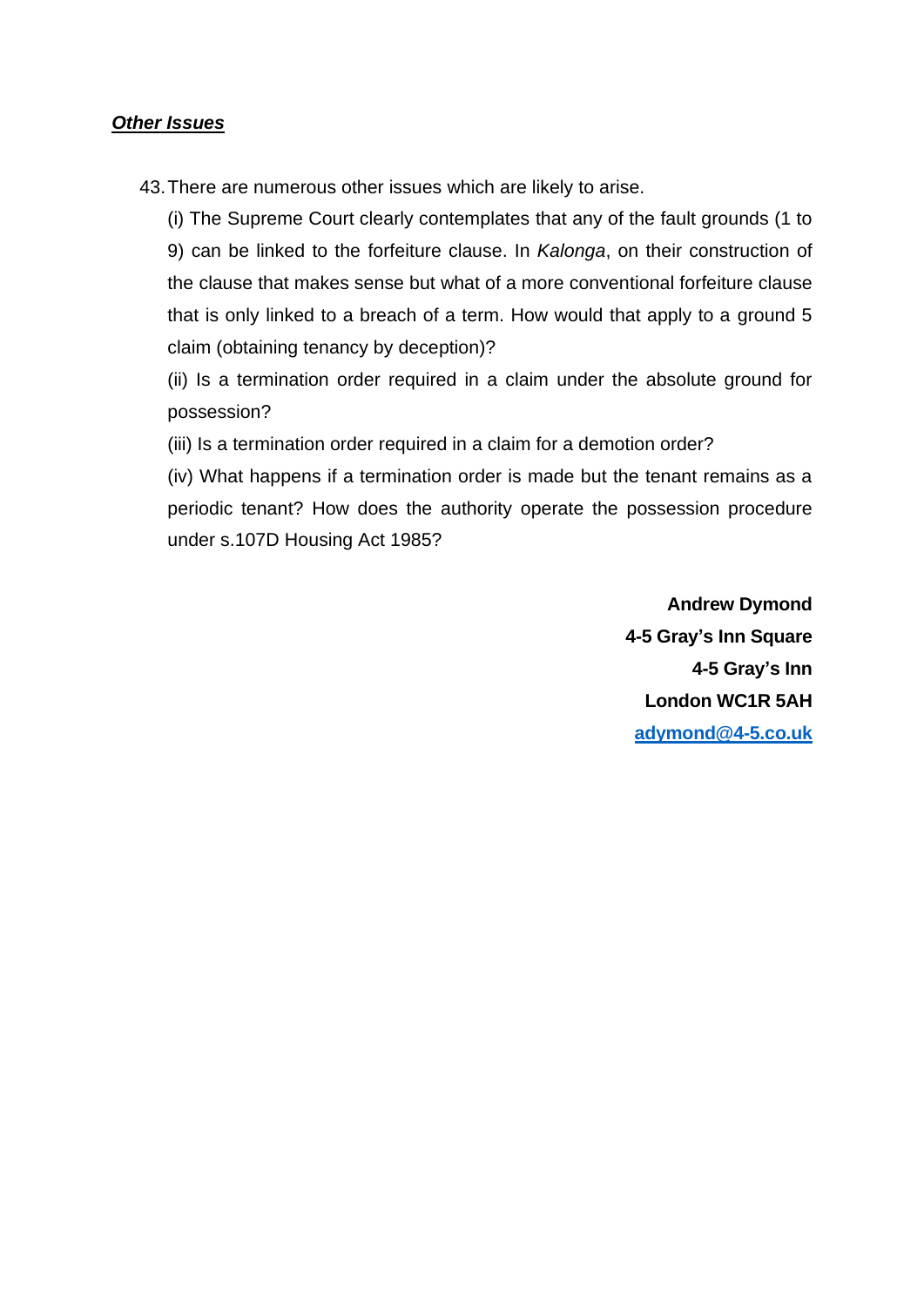***Other Issues***

43. There are numerous other issues which are likely to arise.

(i) The Supreme Court clearly contemplates that any of the fault grounds (1 to 9) can be linked to the forfeiture clause. In *Kalonga*, on their construction of the clause that makes sense but what of a more conventional forfeiture clause that is only linked to a breach of a term. How would that apply to a ground 5 claim (obtaining tenancy by deception)?

(ii) Is a termination order required in a claim under the absolute ground for possession?

(iii) Is a termination order required in a claim for a demotion order?

(iv) What happens if a termination order is made but the tenant remains as a periodic tenant? How does the authority operate the possession procedure under s.107D Housing Act 1985?

**Andrew Dymond**
**4-5 Gray's Inn Square**
**4-5 Gray's Inn**
**London WC1R 5AH**
**adymond@4-5.co.uk**